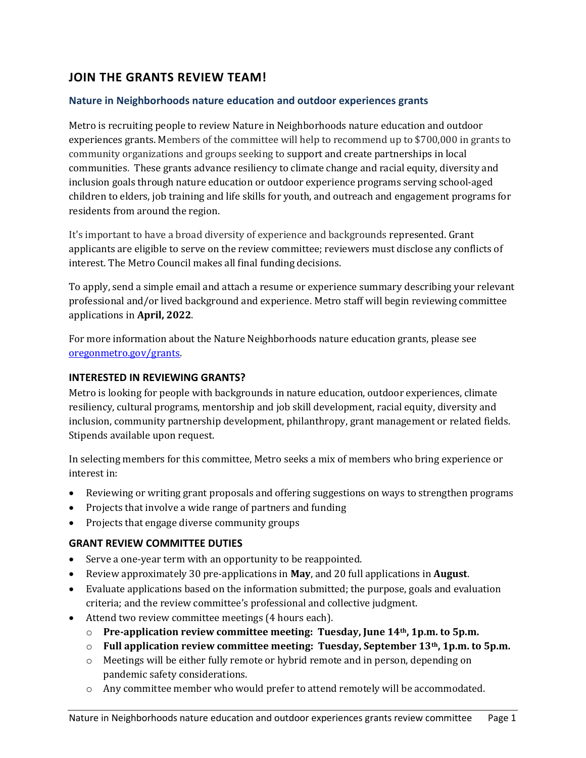## JOIN THE GRANTS REVIEW TEAM!

### Nature in Neighborhoods nature education and outdoor experiences grants

Metro is recruiting people to review Nature in Neighborhoods nature education and outdoor experiences grants. Members of the committee will help to recommend up to $700,000 in grants to community organizations and groups seeking to support and create partnerships in local communities. These grants advance resiliency to climate change and racial equity, diversity and inclusion goals through nature education or outdoor experience programs serving school-aged children to elders, job training and life skills for youth, and outreach and engagement programs for residents from around the region.

It's important to have a broad diversity of experience and backgrounds represented. Grant applicants are eligible to serve on the review committee; reviewers must disclose any conflicts of interest. The Metro Council makes all final funding decisions.

To apply, send a simple email and attach a resume or experience summary describing your relevant professional and/or lived background and experience. Metro staff will begin reviewing committee applications in **April, 2022**.

For more information about the Nature Neighborhoods nature education grants, please see [oregonmetro.gov/grants](oregonmetro.gov/grants).

### INTERESTED IN REVIEWING GRANTS?

Metro is looking for people with backgrounds in nature education, outdoor experiences, climate resiliency, cultural programs, mentorship and job skill development, racial equity, diversity and inclusion, community partnership development, philanthropy, grant management or related fields. Stipends available upon request.

In selecting members for this committee, Metro seeks a mix of members who bring experience or interest in:

- Reviewing or writing grant proposals and offering suggestions on ways to strengthen programs
- Projects that involve a wide range of partners and funding
- Projects that engage diverse community groups

### GRANT REVIEW COMMITTEE DUTIES

- Serve a one-year term with an opportunity to be reappointed.
- Review approximately 30 pre-applications in **May**, and 20 full applications in **August**.
- Evaluate applications based on the information submitted; the purpose, goals and evaluation criteria; and the review committee's professional and collective judgment.
- Attend two review committee meetings (4 hours each).
  - **Pre-application review committee meeting: Tuesday, June 14th, 1p.m. to 5p.m.**
  - **Full application review committee meeting: Tuesday, September 13th, 1p.m. to 5p.m.**
  - Meetings will be either fully remote or hybrid remote and in person, depending on pandemic safety considerations.
  - Any committee member who would prefer to attend remotely will be accommodated.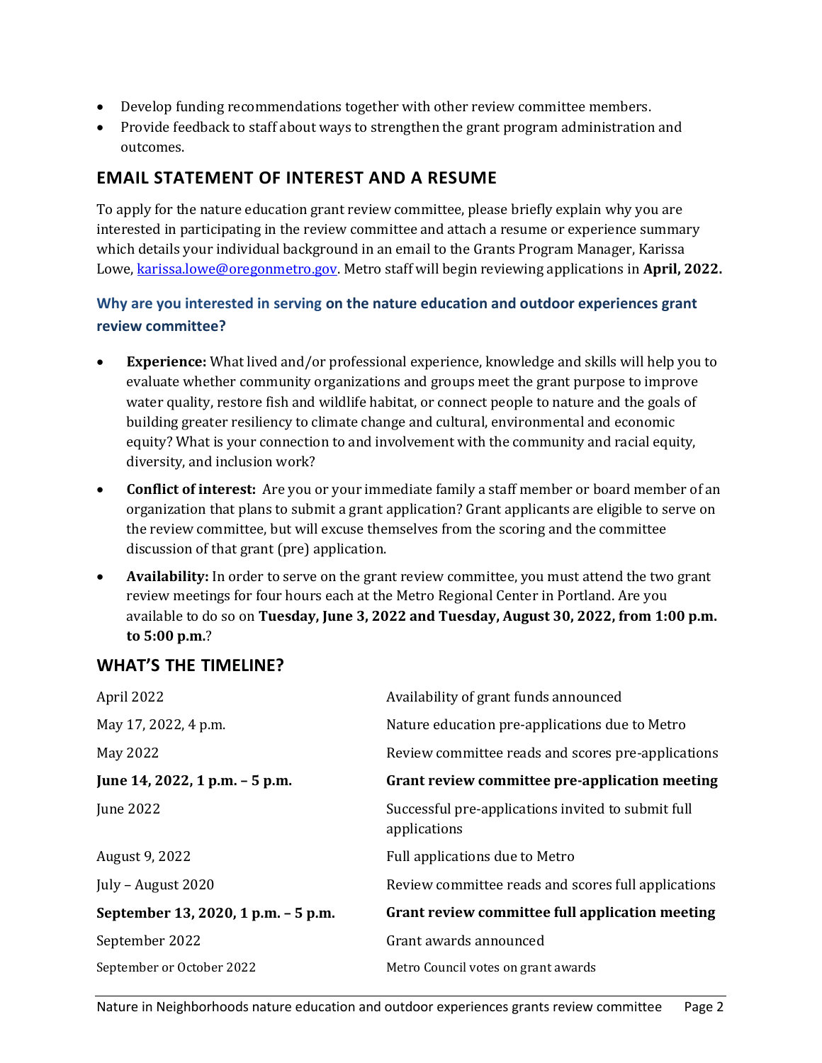- Develop funding recommendations together with other review committee members.
- Provide feedback to staff about ways to strengthen the grant program administration and outcomes.

## EMAIL STATEMENT OF INTEREST AND A RESUME

To apply for the nature education grant review committee, please briefly explain why you are interested in participating in the review committee and attach a resume or experience summary which details your individual background in an email to the Grants Program Manager, Karissa Lowe, karissa.lowe@oregonmetro.gov. Metro staff will begin reviewing applications in **April, 2022.**

### Why are you interested in serving on the nature education and outdoor experiences grant review committee?

- **Experience:** What lived and/or professional experience, knowledge and skills will help you to evaluate whether community organizations and groups meet the grant purpose to improve water quality, restore fish and wildlife habitat, or connect people to nature and the goals of building greater resiliency to climate change and cultural, environmental and economic equity? What is your connection to and involvement with the community and racial equity, diversity, and inclusion work?
- **Conflict of interest:** Are you or your immediate family a staff member or board member of an organization that plans to submit a grant application? Grant applicants are eligible to serve on the review committee, but will excuse themselves from the scoring and the committee discussion of that grant (pre) application.
- **Availability:** In order to serve on the grant review committee, you must attend the two grant review meetings for four hours each at the Metro Regional Center in Portland. Are you available to do so on **Tuesday, June 3, 2022 and Tuesday, August 30, 2022, from 1:00 p.m. to 5:00 p.m.**?

## WHAT'S THE TIMELINE?

| | |
|---|---|
| April 2022 | Availability of grant funds announced |
| May 17, 2022, 4 p.m. | Nature education pre-applications due to Metro |
| May 2022 | Review committee reads and scores pre-applications |
| **June 14, 2022, 1 p.m. – 5 p.m.** | **Grant review committee pre-application meeting** |
| June 2022 | Successful pre-applications invited to submit full applications |
| August 9, 2022 | Full applications due to Metro |
| July – August 2020 | Review committee reads and scores full applications |
| **September 13, 2020, 1 p.m. – 5 p.m.** | **Grant review committee full application meeting** |
| September 2022 | Grant awards announced |
| September or October 2022 | Metro Council votes on grant awards |